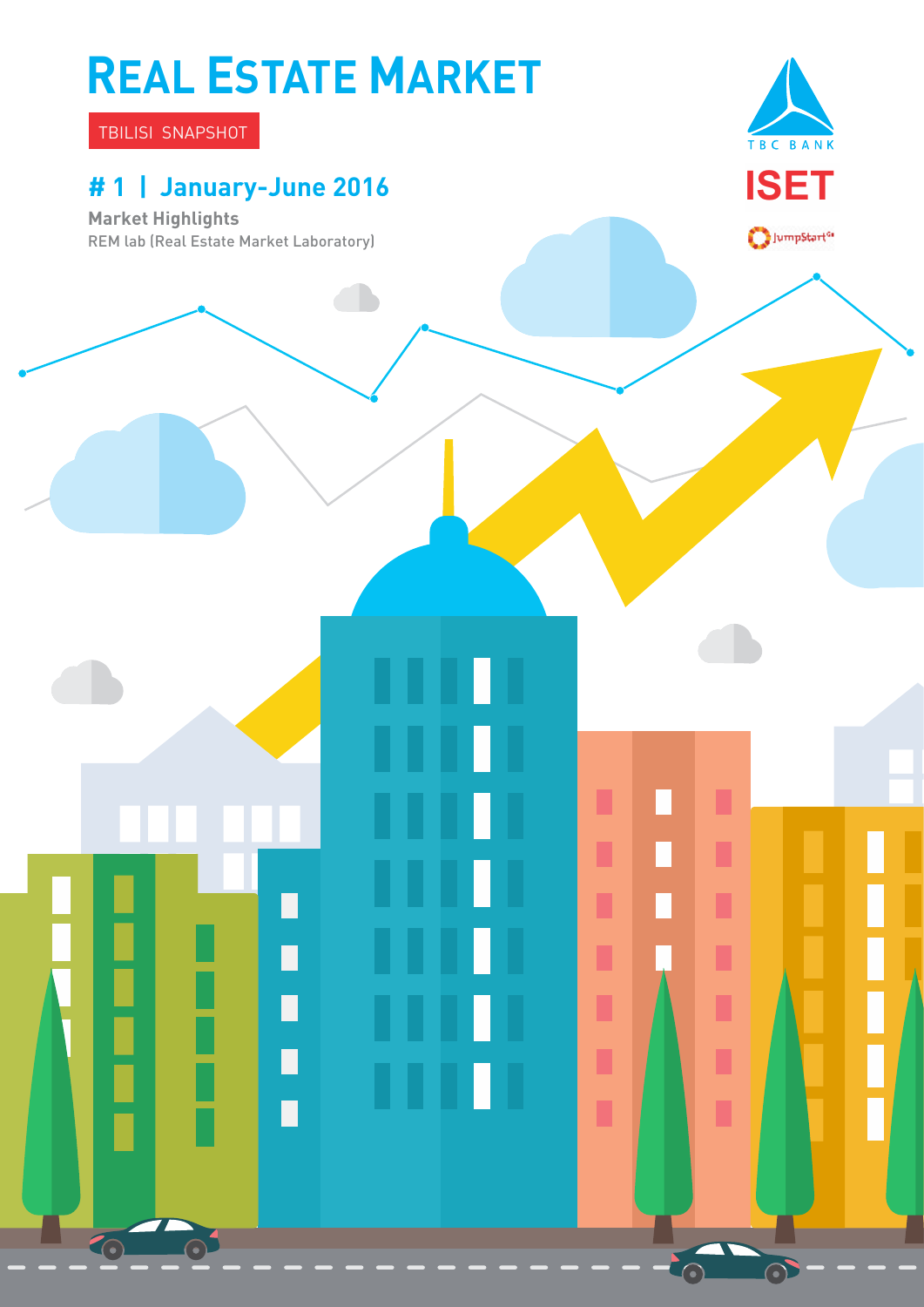# REAL ESTATE MARKET

TBILISI SNAPSHOT

## # 1 | January-June 2016

**Market Highlights**

REM lab (Real Estate Market Laboratory)

TBC BANK

ISET

JumpStart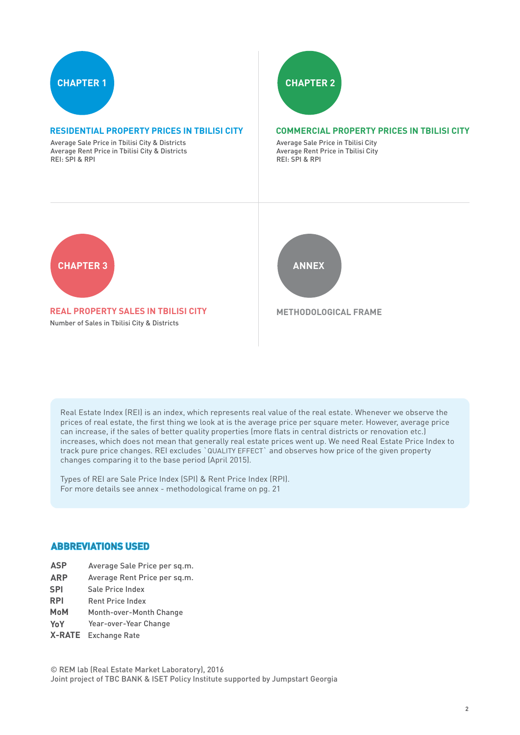## CHAPTER 1

### RESIDENTIAL PROPERTY PRICES IN TBILISI CITY

Average Sale Price in Tbilisi City & Districts
Average Rent Price in Tbilisi City & Districts
REI: SPI & RPI

## CHAPTER 2

### COMMERCIAL PROPERTY PRICES IN TBILISI CITY

Average Sale Price in Tbilisi City
Average Rent Price in Tbilisi City
REI: SPI & RPI

## CHAPTER 3

### REAL PROPERTY SALES IN TBILISI CITY

Number of Sales in Tbilisi City & Districts

## ANNEX

### METHODOLOGICAL FRAME

Real Estate Index (REI) is an index, which represents real value of the real estate. Whenever we observe the prices of real estate, the first thing we look at is the average price per square meter. However, average price can increase, if the sales of better quality properties (more flats in central districts or renovation etc.) increases, which does not mean that generally real estate prices went up. We need Real Estate Price Index to track pure price changes. REI excludes `QUALITY EFFECT` and observes how price of the given property changes comparing it to the base period (April 2015).

Types of REI are Sale Price Index (SPI) & Rent Price Index (RPI).
For more details see annex - methodological frame on pg. 21

### ABBREVIATIONS USED

**ASP** Average Sale Price per sq.m.
**ARP** Average Rent Price per sq.m.
**SPI** Sale Price Index
**RPI** Rent Price Index
**MoM** Month-over-Month Change
**YoY** Year-over-Year Change
**X-RATE** Exchange Rate

© REM lab (Real Estate Market Laboratory), 2016
Joint project of TBC BANK & ISET Policy Institute supported by Jumpstart Georgia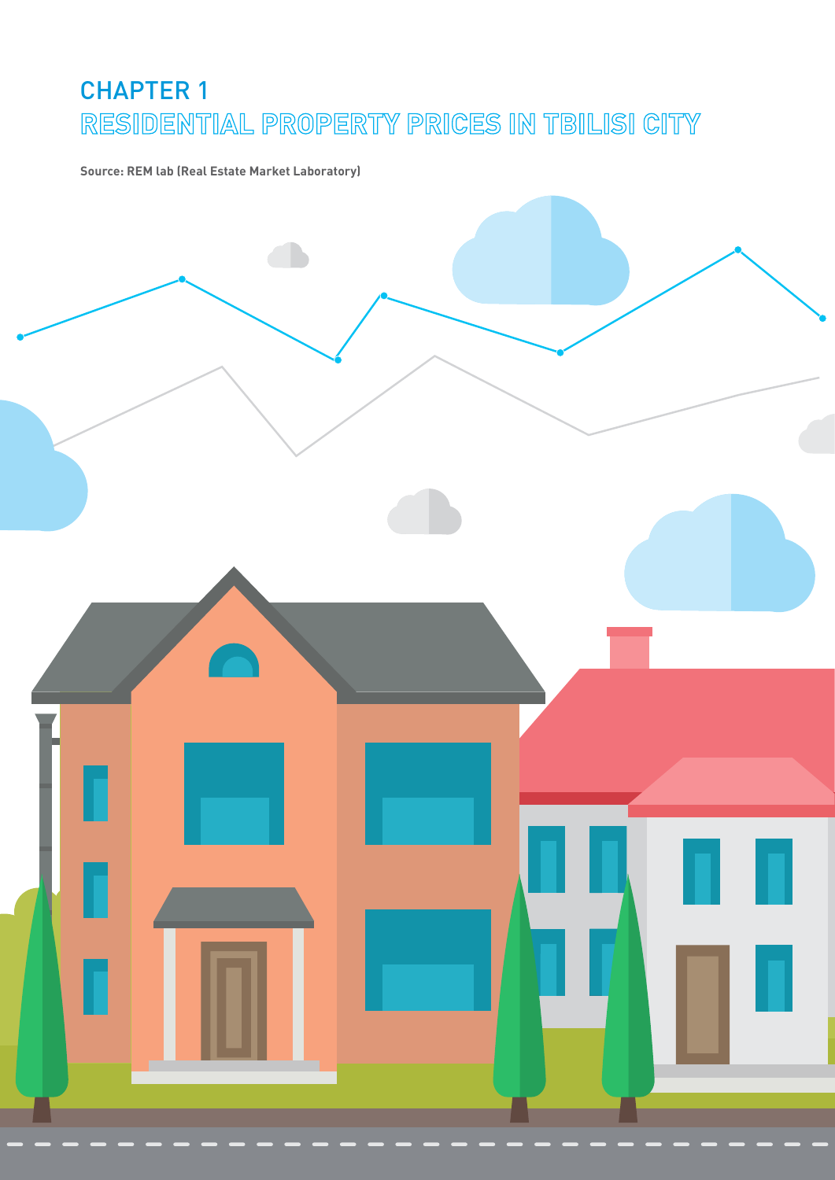# CHAPTER 1
# RESIDENTIAL PROPERTY PRICES IN TBILISI CITY

**Source: REM lab (Real Estate Market Laboratory)**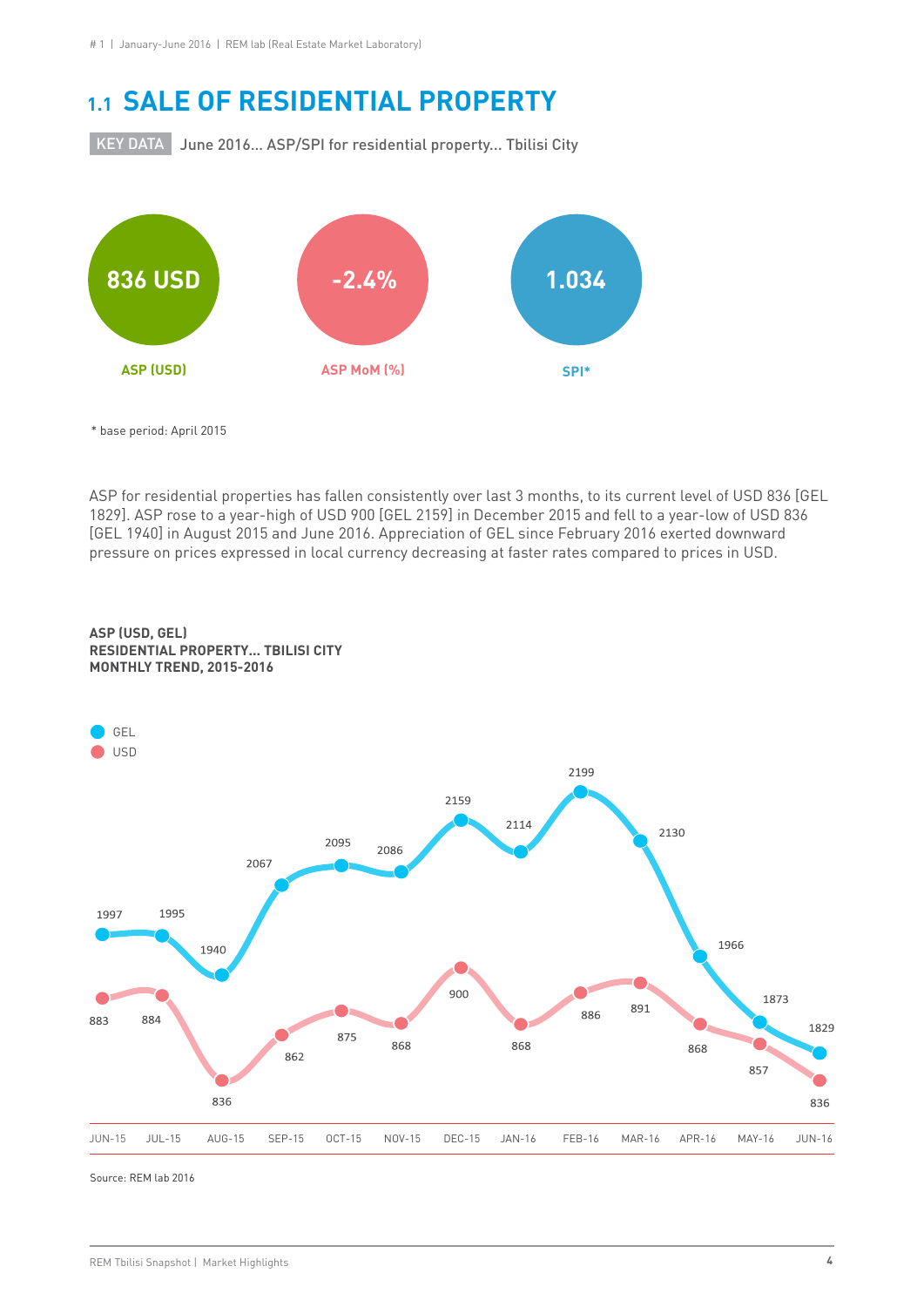## 1.1 SALE OF RESIDENTIAL PROPERTY

KEY DATA June 2016... ASP/SPI for residential property... Tbilisi City

| ASP (USD) | ASP MoM (%) | SPI* |
|---|---|---|
| 836 USD | -2.4% | 1.034 |

* base period: April 2015

ASP for residential properties has fallen consistently over last 3 months, to its current level of USD 836 [GEL 1829]. ASP rose to a year-high of USD 900 [GEL 2159] in December 2015 and fell to a year-low of USD 836 [GEL 1940] in August 2015 and June 2016. Appreciation of GEL since February 2016 exerted downward pressure on prices expressed in local currency decreasing at faster rates compared to prices in USD.

**ASP (USD, GEL)**
**RESIDENTIAL PROPERTY... TBILISI CITY**
**MONTHLY TREND, 2015-2016**

| | JUN-15 | JUL-15 | AUG-15 | SEP-15 | OCT-15 | NOV-15 | DEC-15 | JAN-16 | FEB-16 | MAR-16 | APR-16 | MAY-16 | JUN-16 |
|---|---|---|---|---|---|---|---|---|---|---|---|---|---|
| GEL | 1997 | 1995 | 1940 | 2067 | 2095 | 2086 | 2159 | 2114 | 2199 | 2130 | 1966 | 1873 | 1829 |
| USD | 883 | 884 | 836 | 862 | 875 | 868 | 900 | 868 | 886 | 891 | 868 | 857 | 836 |

Source: REM lab 2016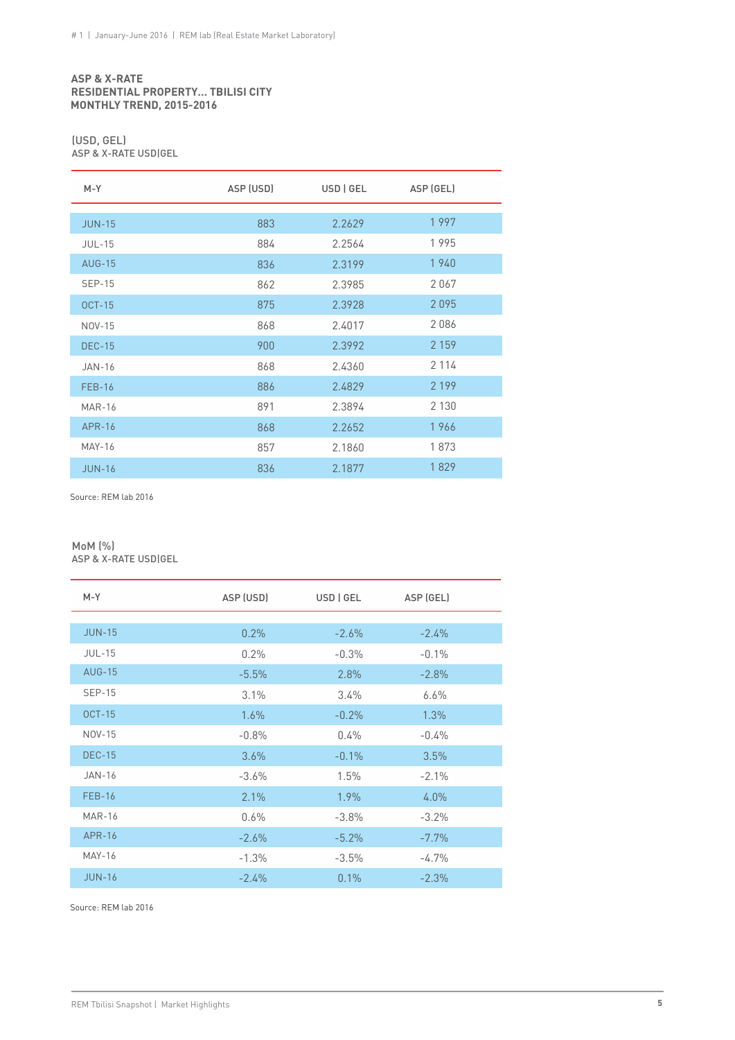**ASP & X-RATE**
**RESIDENTIAL PROPERTY... TBILISI CITY**
**MONTHLY TREND, 2015-2016**

(USD, GEL)
ASP & X-RATE USD|GEL

| M-Y | ASP (USD) | USD \| GEL | ASP (GEL) |
|---|---|---|---|
| JUN-15 | 883 | 2.2629 | 1 997 |
| JUL-15 | 884 | 2.2564 | 1 995 |
| AUG-15 | 836 | 2.3199 | 1 940 |
| SEP-15 | 862 | 2.3985 | 2 067 |
| OCT-15 | 875 | 2.3928 | 2 095 |
| NOV-15 | 868 | 2.4017 | 2 086 |
| DEC-15 | 900 | 2.3992 | 2 159 |
| JAN-16 | 868 | 2.4360 | 2 114 |
| FEB-16 | 886 | 2.4829 | 2 199 |
| MAR-16 | 891 | 2.3894 | 2 130 |
| APR-16 | 868 | 2.2652 | 1 966 |
| MAY-16 | 857 | 2.1860 | 1 873 |
| JUN-16 | 836 | 2.1877 | 1 829 |

Source: REM lab 2016

MoM (%)
ASP & X-RATE USD|GEL

| M-Y | ASP (USD) | USD \| GEL | ASP (GEL) |
|---|---|---|---|
| JUN-15 | 0.2% | -2.6% | -2.4% |
| JUL-15 | 0.2% | -0.3% | -0.1% |
| AUG-15 | -5.5% | 2.8% | -2.8% |
| SEP-15 | 3.1% | 3.4% | 6.6% |
| OCT-15 | 1.6% | -0.2% | 1.3% |
| NOV-15 | -0.8% | 0.4% | -0.4% |
| DEC-15 | 3.6% | -0.1% | 3.5% |
| JAN-16 | -3.6% | 1.5% | -2.1% |
| FEB-16 | 2.1% | 1.9% | 4.0% |
| MAR-16 | 0.6% | -3.8% | -3.2% |
| APR-16 | -2.6% | -5.2% | -7.7% |
| MAY-16 | -1.3% | -3.5% | -4.7% |
| JUN-16 | -2.4% | 0.1% | -2.3% |

Source: REM lab 2016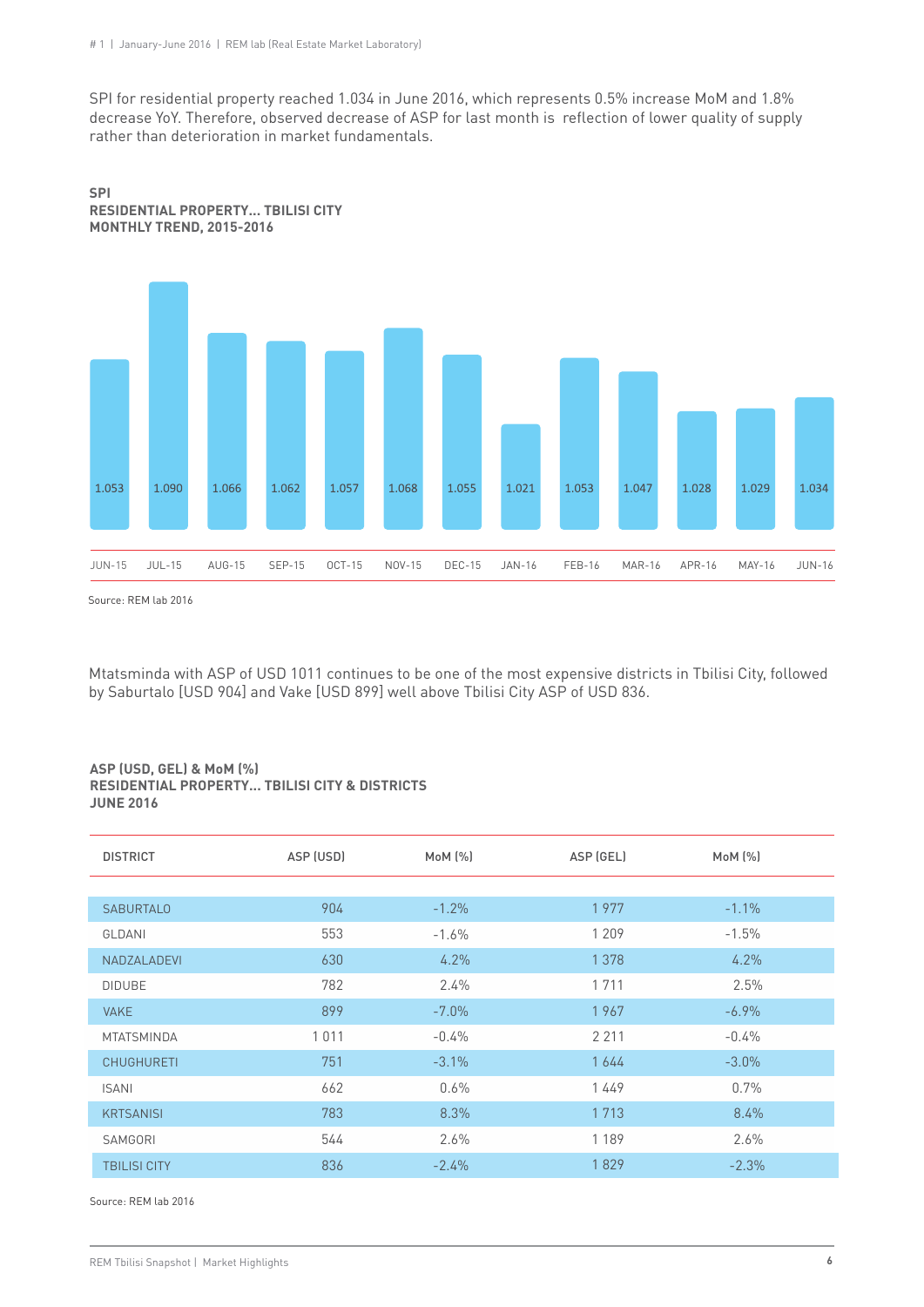SPI for residential property reached 1.034 in June 2016, which represents 0.5% increase MoM and 1.8% decrease YoY. Therefore, observed decrease of ASP for last month is reflection of lower quality of supply rather than deterioration in market fundamentals.

**SPI**
**RESIDENTIAL PROPERTY... TBILISI CITY**
**MONTHLY TREND, 2015-2016**

| JUN-15 | JUL-15 | AUG-15 | SEP-15 | OCT-15 | NOV-15 | DEC-15 | JAN-16 | FEB-16 | MAR-16 | APR-16 | MAY-16 | JUN-16 |
|---|---|---|---|---|---|---|---|---|---|---|---|---|
| 1.053 | 1.090 | 1.066 | 1.062 | 1.057 | 1.068 | 1.055 | 1.021 | 1.053 | 1.047 | 1.028 | 1.029 | 1.034 |

Source: REM lab 2016

Mtatsminda with ASP of USD 1011 continues to be one of the most expensive districts in Tbilisi City, followed by Saburtalo [USD 904] and Vake [USD 899] well above Tbilisi City ASP of USD 836.

**ASP (USD, GEL) & MoM (%)**
**RESIDENTIAL PROPERTY... TBILISI CITY & DISTRICTS**
**JUNE 2016**

| DISTRICT | ASP (USD) | MoM (%) | ASP (GEL) | MoM (%) |
|---|---|---|---|---|
| SABURTALO | 904 | -1.2% | 1 977 | -1.1% |
| GLDANI | 553 | -1.6% | 1 209 | -1.5% |
| NADZALADEVI | 630 | 4.2% | 1 378 | 4.2% |
| DIDUBE | 782 | 2.4% | 1 711 | 2.5% |
| VAKE | 899 | -7.0% | 1 967 | -6.9% |
| MTATSMINDA | 1 011 | -0.4% | 2 211 | -0.4% |
| CHUGHURETI | 751 | -3.1% | 1 644 | -3.0% |
| ISANI | 662 | 0.6% | 1 449 | 0.7% |
| KRTSANISI | 783 | 8.3% | 1 713 | 8.4% |
| SAMGORI | 544 | 2.6% | 1 189 | 2.6% |
| TBILISI CITY | 836 | -2.4% | 1 829 | -2.3% |

Source: REM lab 2016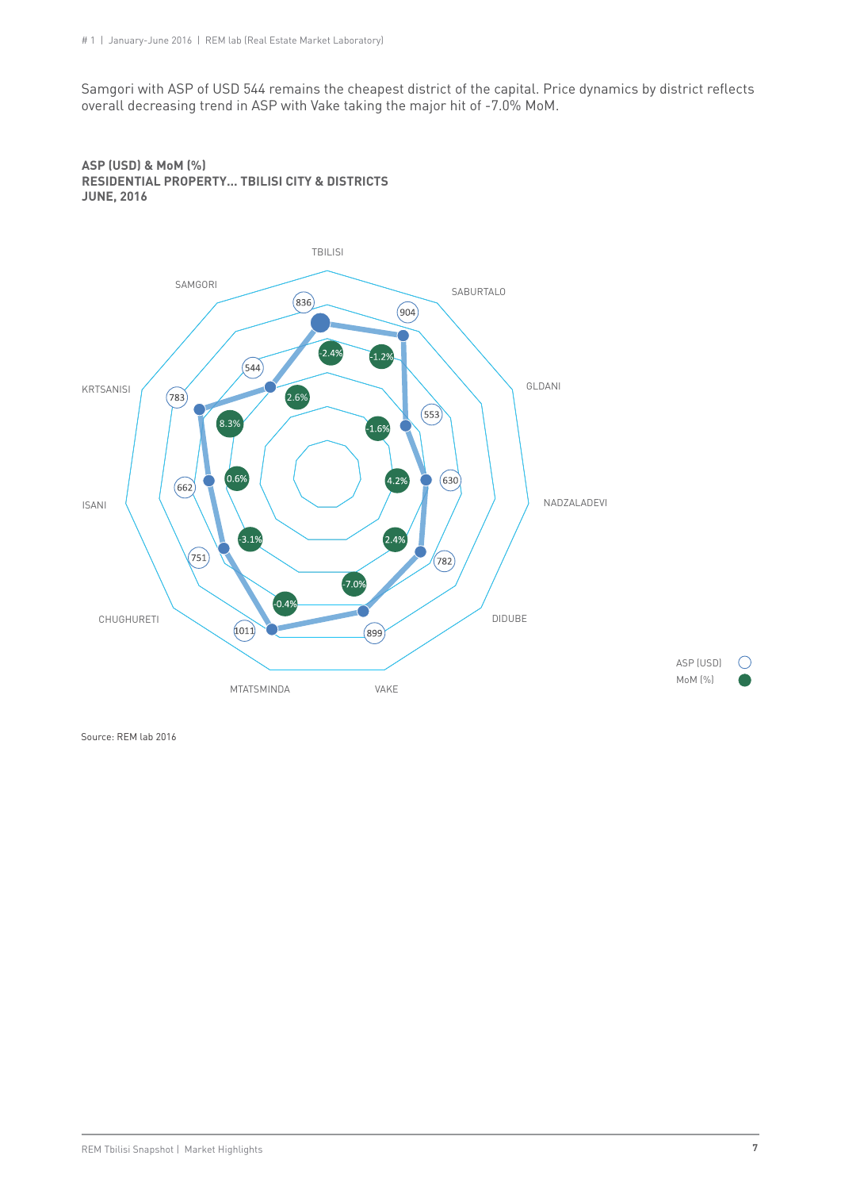Samgori with ASP of USD 544 remains the cheapest district of the capital. Price dynamics by district reflects overall decreasing trend in ASP with Vake taking the major hit of -7.0% MoM.

**ASP (USD) & MoM (%)**
**RESIDENTIAL PROPERTY... TBILISI CITY & DISTRICTS**
**JUNE, 2016**

| District | ASP (USD) | MoM (%) |
|---|---|---|
| TBILISI | 836 | -2.4% |
| SABURTALO | 904 | -1.2% |
| GLDANI | 553 | -1.6% |
| NADZALADEVI | 630 | 4.2% |
| DIDUBE | 782 | 2.4% |
| VAKE | 899 | -7.0% |
| MTATSMINDA | 1011 | -0.4% |
| CHUGHURETI | 751 | -3.1% |
| ISANI | 662 | 0.6% |
| KRTSANISI | 783 | 8.3% |
| SAMGORI | 544 | 2.6% |

Source: REM lab 2016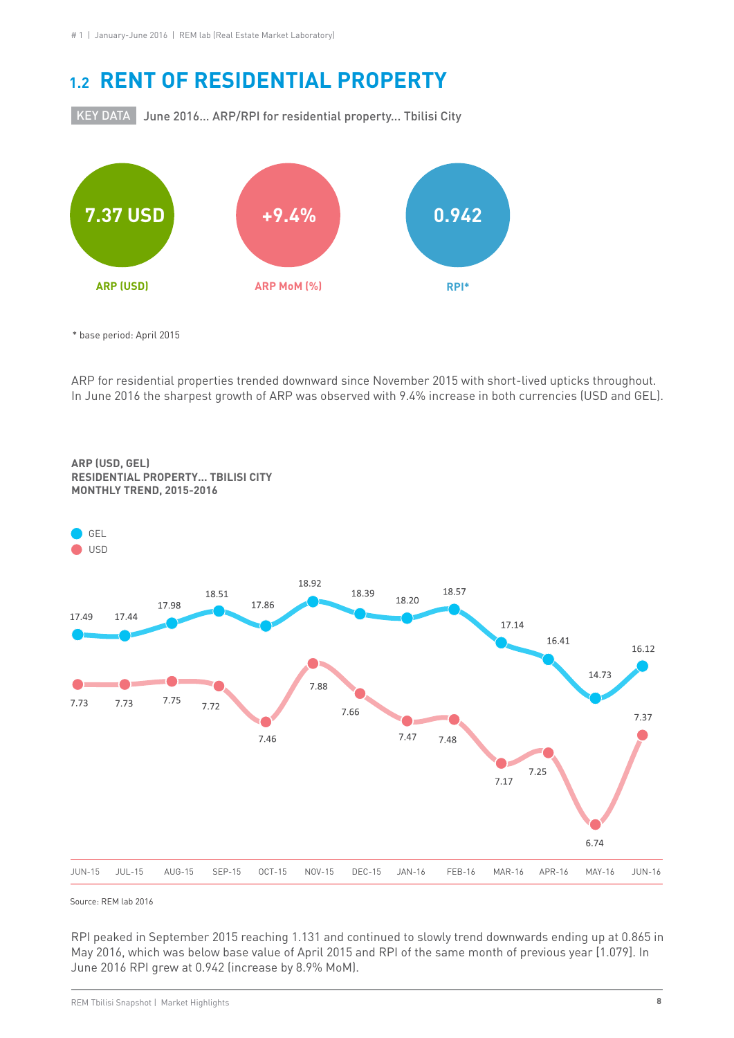## 1.2 RENT OF RESIDENTIAL PROPERTY

KEY DATA June 2016... ARP/RPI for residential property... Tbilisi City

| 7.37 USD | +9.4% | 0.942 |
|---|---|---|
| ARP (USD) | ARP MoM (%) | RPI* |

\* base period: April 2015

ARP for residential properties trended downward since November 2015 with short-lived upticks throughout. In June 2016 the sharpest growth of ARP was observed with 9.4% increase in both currencies (USD and GEL).

**ARP (USD, GEL)**
**RESIDENTIAL PROPERTY... TBILISI CITY**
**MONTHLY TREND, 2015-2016**

| | JUN-15 | JUL-15 | AUG-15 | SEP-15 | OCT-15 | NOV-15 | DEC-15 | JAN-16 | FEB-16 | MAR-16 | APR-16 | MAY-16 | JUN-16 |
|---|---|---|---|---|---|---|---|---|---|---|---|---|---|
| GEL | 17.49 | 17.44 | 17.98 | 18.51 | 17.86 | 18.92 | 18.39 | 18.20 | 18.57 | 17.14 | 16.41 | 14.73 | 16.12 |
| USD | 7.73 | 7.73 | 7.75 | 7.72 | 7.46 | 7.88 | 7.66 | 7.47 | 7.48 | 7.17 | 7.25 | 6.74 | 7.37 |

Source: REM lab 2016

RPI peaked in September 2015 reaching 1.131 and continued to slowly trend downwards ending up at 0.865 in May 2016, which was below base value of April 2015 and RPI of the same month of previous year (1.079). In June 2016 RPI grew at 0.942 (increase by 8.9% MoM).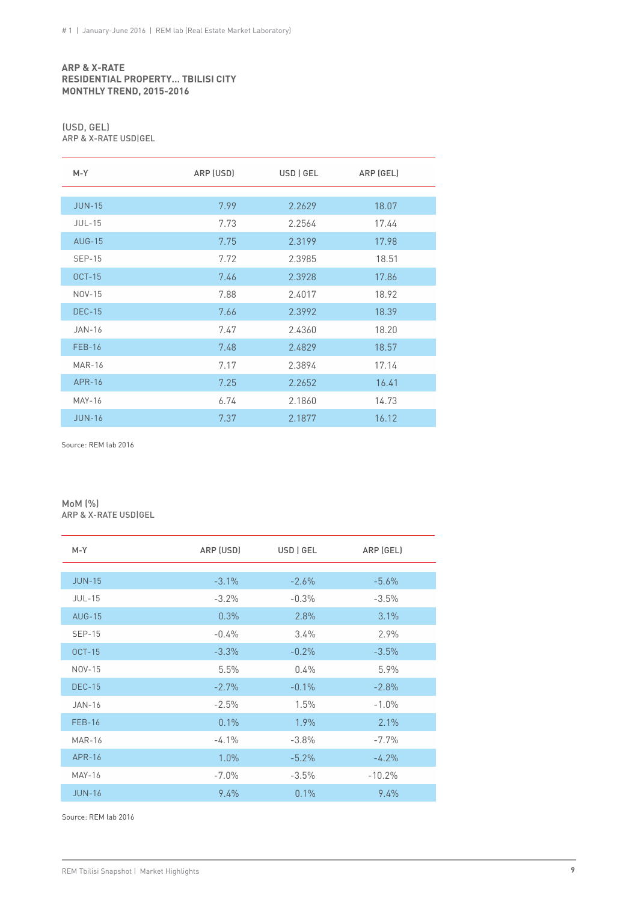### ARP & X-RATE
### RESIDENTIAL PROPERTY... TBILISI CITY
### MONTHLY TREND, 2015-2016

(USD, GEL)
ARP & X-RATE USD|GEL

| M-Y | ARP (USD) | USD \| GEL | ARP (GEL) |
|---|---|---|---|
| JUN-15 | 7.99 | 2.2629 | 18.07 |
| JUL-15 | 7.73 | 2.2564 | 17.44 |
| AUG-15 | 7.75 | 2.3199 | 17.98 |
| SEP-15 | 7.72 | 2.3985 | 18.51 |
| OCT-15 | 7.46 | 2.3928 | 17.86 |
| NOV-15 | 7.88 | 2.4017 | 18.92 |
| DEC-15 | 7.66 | 2.3992 | 18.39 |
| JAN-16 | 7.47 | 2.4360 | 18.20 |
| FEB-16 | 7.48 | 2.4829 | 18.57 |
| MAR-16 | 7.17 | 2.3894 | 17.14 |
| APR-16 | 7.25 | 2.2652 | 16.41 |
| MAY-16 | 6.74 | 2.1860 | 14.73 |
| JUN-16 | 7.37 | 2.1877 | 16.12 |

Source: REM lab 2016

MoM (%)
ARP & X-RATE USD|GEL

| M-Y | ARP (USD) | USD \| GEL | ARP (GEL) |
|---|---|---|---|
| JUN-15 | -3.1% | -2.6% | -5.6% |
| JUL-15 | -3.2% | -0.3% | -3.5% |
| AUG-15 | 0.3% | 2.8% | 3.1% |
| SEP-15 | -0.4% | 3.4% | 2.9% |
| OCT-15 | -3.3% | -0.2% | -3.5% |
| NOV-15 | 5.5% | 0.4% | 5.9% |
| DEC-15 | -2.7% | -0.1% | -2.8% |
| JAN-16 | -2.5% | 1.5% | -1.0% |
| FEB-16 | 0.1% | 1.9% | 2.1% |
| MAR-16 | -4.1% | -3.8% | -7.7% |
| APR-16 | 1.0% | -5.2% | -4.2% |
| MAY-16 | -7.0% | -3.5% | -10.2% |
| JUN-16 | 9.4% | 0.1% | 9.4% |

Source: REM lab 2016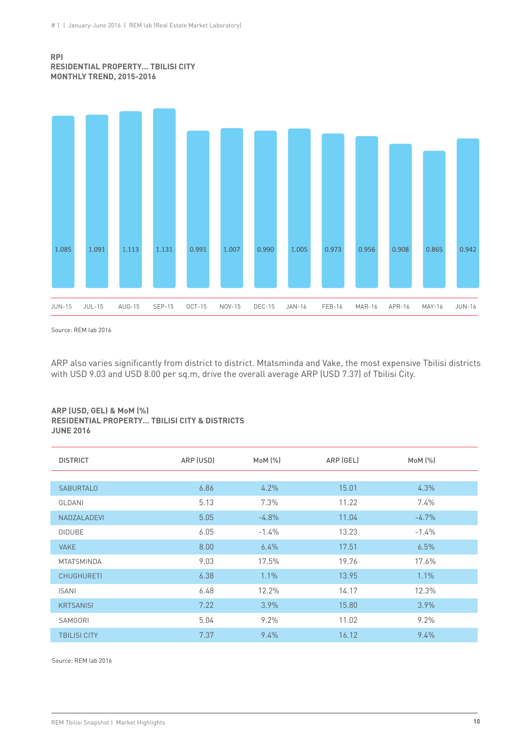**RPI**
**RESIDENTIAL PROPERTY... TBILISI CITY**
**MONTHLY TREND, 2015-2016**

| JUN-15 | JUL-15 | AUG-15 | SEP-15 | OCT-15 | NOV-15 | DEC-15 | JAN-16 | FEB-16 | MAR-16 | APR-16 | MAY-16 | JUN-16 |
|---|---|---|---|---|---|---|---|---|---|---|---|---|
| 1.085 | 1.091 | 1.113 | 1.131 | 0.991 | 1.007 | 0.990 | 1.005 | 0.973 | 0.956 | 0.908 | 0.865 | 0.942 |

Source: REM lab 2016

ARP also varies significantly from district to district. Mtatsminda and Vake, the most expensive Tbilisi districts with USD 9.03 and USD 8.00 per sq.m, drive the overall average ARP (USD 7.37) of Tbilisi City.

**ARP (USD, GEL) & MoM (%)**
**RESIDENTIAL PROPERTY... TBILISI CITY & DISTRICTS**
**JUNE 2016**

| DISTRICT | ARP (USD) | MoM (%) | ARP (GEL) | MoM (%) |
|---|---|---|---|---|
| SABURTALO | 6.86 | 4.2% | 15.01 | 4.3% |
| GLDANI | 5.13 | 7.3% | 11.22 | 7.4% |
| NADZALADEVI | 5.05 | -4.8% | 11.04 | -4.7% |
| DIDUBE | 6.05 | -1.4% | 13.23 | -1.4% |
| VAKE | 8.00 | 6.4% | 17.51 | 6.5% |
| MTATSMINDA | 9.03 | 17.5% | 19.76 | 17.6% |
| CHUGHURETI | 6.38 | 1.1% | 13.95 | 1.1% |
| ISANI | 6.48 | 12.2% | 14.17 | 12.3% |
| KRTSANISI | 7.22 | 3.9% | 15.80 | 3.9% |
| SAMGORI | 5.04 | 9.2% | 11.02 | 9.2% |
| TBILISI CITY | 7.37 | 9.4% | 16.12 | 9.4% |

Source: REM lab 2016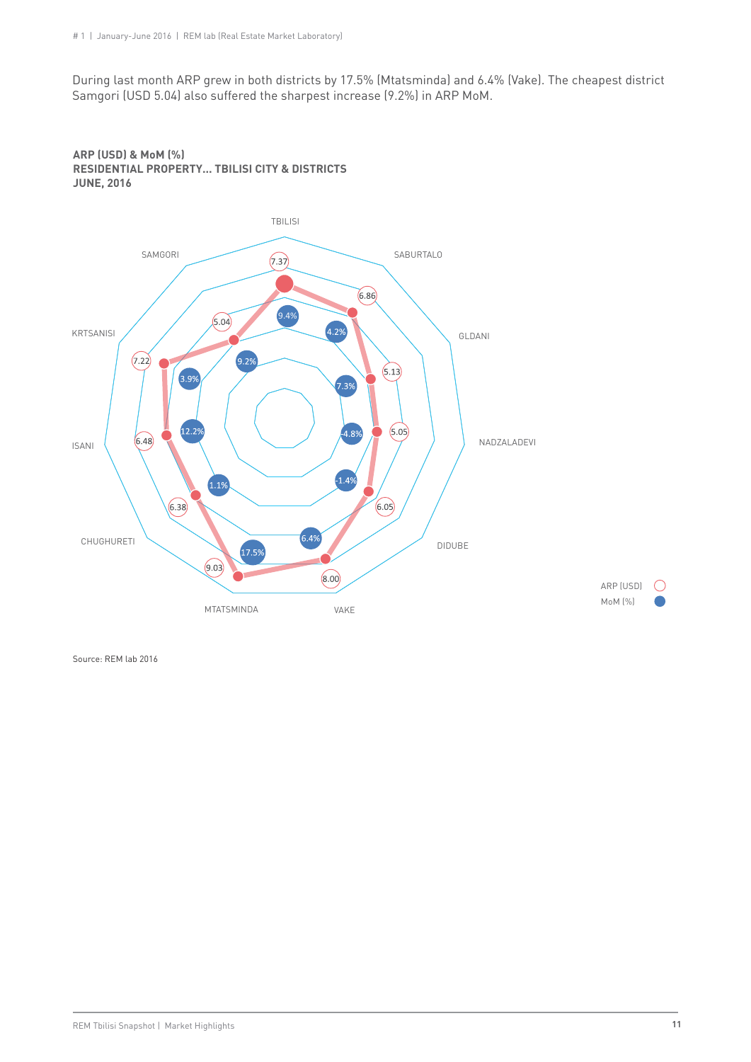During last month ARP grew in both districts by 17.5% (Mtatsminda) and 6.4% (Vake). The cheapest district Samgori (USD 5.04) also suffered the sharpest increase (9.2%) in ARP MoM.

**ARP (USD) & MoM (%)**
**RESIDENTIAL PROPERTY... TBILISI CITY & DISTRICTS**
**JUNE, 2016**

| District | ARP (USD) | MoM (%) |
|---|---|---|
| TBILISI | 7.37 | 9.4% |
| SABURTALO | 6.86 | 4.2% |
| GLDANI | 5.13 | 7.3% |
| NADZALADEVI | 5.05 | -4.8% |
| DIDUBE | 6.05 | -1.4% |
| VAKE | 8.00 | 6.4% |
| MTATSMINDA | 9.03 | 17.5% |
| CHUGHURETI | 6.38 | 1.1% |
| ISANI | 6.48 | 12.2% |
| KRTSANISI | 7.22 | 3.9% |
| SAMGORI | 5.04 | 9.2% |

Source: REM lab 2016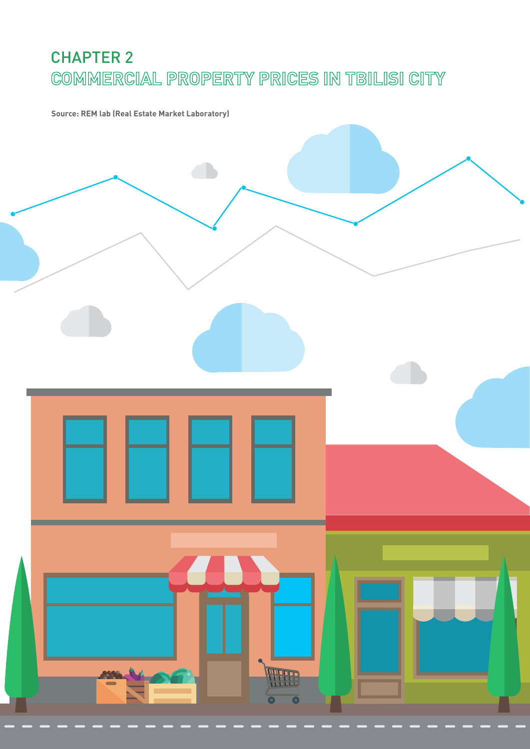# CHAPTER 2
# COMMERCIAL PROPERTY PRICES IN TBILISI CITY

**Source: REM lab (Real Estate Market Laboratory)**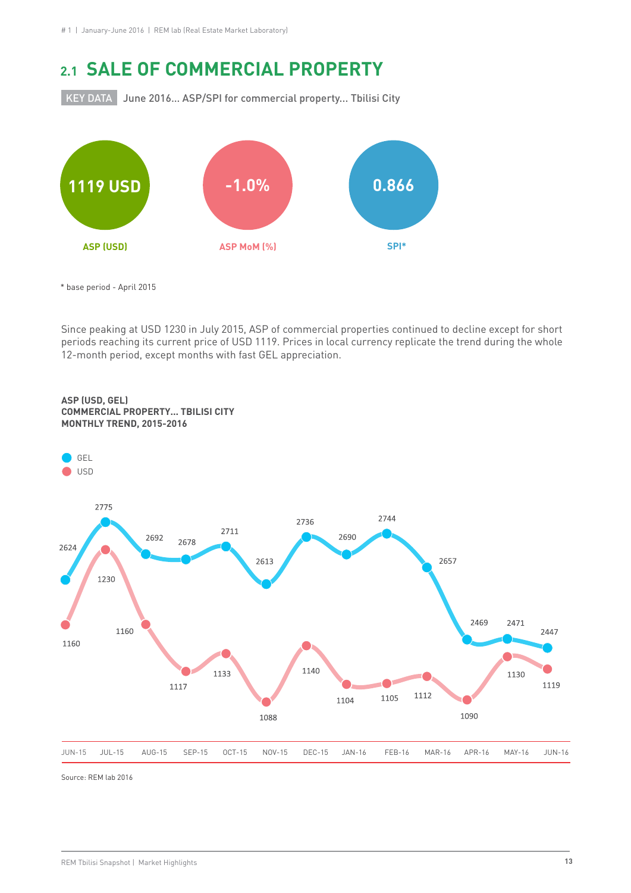## 2.1 SALE OF COMMERCIAL PROPERTY

KEY DATA June 2016... ASP/SPI for commercial property... Tbilisi City

**1119 USD**
ASP (USD)

**-1.0%**
ASP MoM (%)

**0.866**
SPI*

* base period - April 2015

Since peaking at USD 1230 in July 2015, ASP of commercial properties continued to decline except for short periods reaching its current price of USD 1119. Prices in local currency replicate the trend during the whole 12-month period, except months with fast GEL appreciation.

**ASP (USD, GEL)**
**COMMERCIAL PROPERTY... TBILISI CITY**
**MONTHLY TREND, 2015-2016**

| Month | GEL | USD |
|---|---|---|
| JUN-15 | 2624 | 1160 |
| JUL-15 | 2775 | 1230 |
| AUG-15 | 2692 | 1160 |
| SEP-15 | 2678 | 1117 |
| OCT-15 | 2711 | 1133 |
| NOV-15 | 2613 | 1088 |
| DEC-15 | 2736 | 1140 |
| JAN-16 | 2690 | 1104 |
| FEB-16 | 2744 | 1105 |
| MAR-16 | 2657 | 1112 |
| APR-16 | 2469 | 1090 |
| MAY-16 | 2471 | 1130 |
| JUN-16 | 2447 | 1119 |

Source: REM lab 2016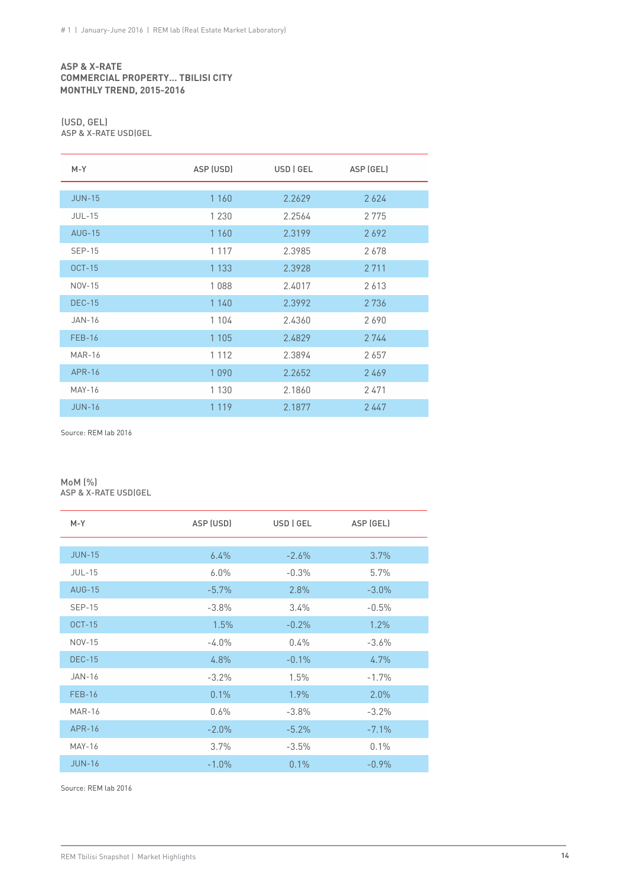### ASP & X-RATE
### COMMERCIAL PROPERTY... TBILISI CITY
### MONTHLY TREND, 2015-2016

(USD, GEL)
ASP & X-RATE USD|GEL

| M-Y | ASP (USD) | USD \| GEL | ASP (GEL) |
|---|---|---|---|
| JUN-15 | 1 160 | 2.2629 | 2 624 |
| JUL-15 | 1 230 | 2.2564 | 2 775 |
| AUG-15 | 1 160 | 2.3199 | 2 692 |
| SEP-15 | 1 117 | 2.3985 | 2 678 |
| OCT-15 | 1 133 | 2.3928 | 2 711 |
| NOV-15 | 1 088 | 2.4017 | 2 613 |
| DEC-15 | 1 140 | 2.3992 | 2 736 |
| JAN-16 | 1 104 | 2.4360 | 2 690 |
| FEB-16 | 1 105 | 2.4829 | 2 744 |
| MAR-16 | 1 112 | 2.3894 | 2 657 |
| APR-16 | 1 090 | 2.2652 | 2 469 |
| MAY-16 | 1 130 | 2.1860 | 2 471 |
| JUN-16 | 1 119 | 2.1877 | 2 447 |

Source: REM lab 2016

MoM (%)
ASP & X-RATE USD|GEL

| M-Y | ASP (USD) | USD \| GEL | ASP (GEL) |
|---|---|---|---|
| JUN-15 | 6.4% | -2.6% | 3.7% |
| JUL-15 | 6.0% | -0.3% | 5.7% |
| AUG-15 | -5.7% | 2.8% | -3.0% |
| SEP-15 | -3.8% | 3.4% | -0.5% |
| OCT-15 | 1.5% | -0.2% | 1.2% |
| NOV-15 | -4.0% | 0.4% | -3.6% |
| DEC-15 | 4.8% | -0.1% | 4.7% |
| JAN-16 | -3.2% | 1.5% | -1.7% |
| FEB-16 | 0.1% | 1.9% | 2.0% |
| MAR-16 | 0.6% | -3.8% | -3.2% |
| APR-16 | -2.0% | -5.2% | -7.1% |
| MAY-16 | 3.7% | -3.5% | 0.1% |
| JUN-16 | -1.0% | 0.1% | -0.9% |

Source: REM lab 2016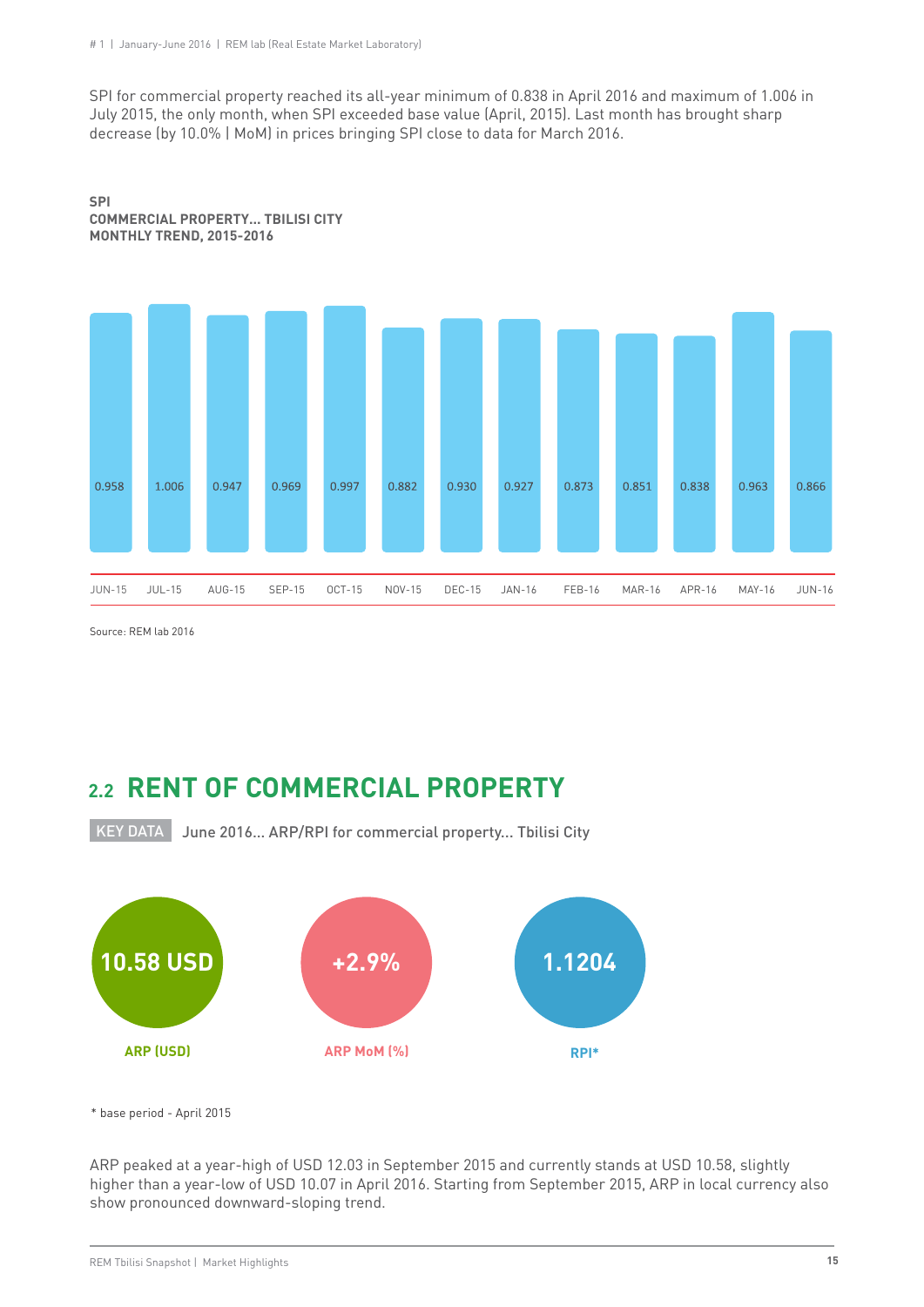SPI for commercial property reached its all-year minimum of 0.838 in April 2016 and maximum of 1.006 in July 2015, the only month, when SPI exceeded base value (April, 2015). Last month has brought sharp decrease (by 10.0% | MoM) in prices bringing SPI close to data for March 2016.

**SPI**
**COMMERCIAL PROPERTY... TBILISI CITY**
**MONTHLY TREND, 2015-2016**

| JUN-15 | JUL-15 | AUG-15 | SEP-15 | OCT-15 | NOV-15 | DEC-15 | JAN-16 | FEB-16 | MAR-16 | APR-16 | MAY-16 | JUN-16 |
|---|---|---|---|---|---|---|---|---|---|---|---|---|
| 0.958 | 1.006 | 0.947 | 0.969 | 0.997 | 0.882 | 0.930 | 0.927 | 0.873 | 0.851 | 0.838 | 0.963 | 0.866 |

Source: REM lab 2016

## 2.2 RENT OF COMMERCIAL PROPERTY

KEY DATA June 2016... ARP/RPI for commercial property... Tbilisi City

| ARP (USD) | ARP MoM (%) | RPI* |
|---|---|---|
| 10.58 USD | +2.9% | 1.1204 |

\* base period - April 2015

ARP peaked at a year-high of USD 12.03 in September 2015 and currently stands at USD 10.58, slightly higher than a year-low of USD 10.07 in April 2016. Starting from September 2015, ARP in local currency also show pronounced downward-sloping trend.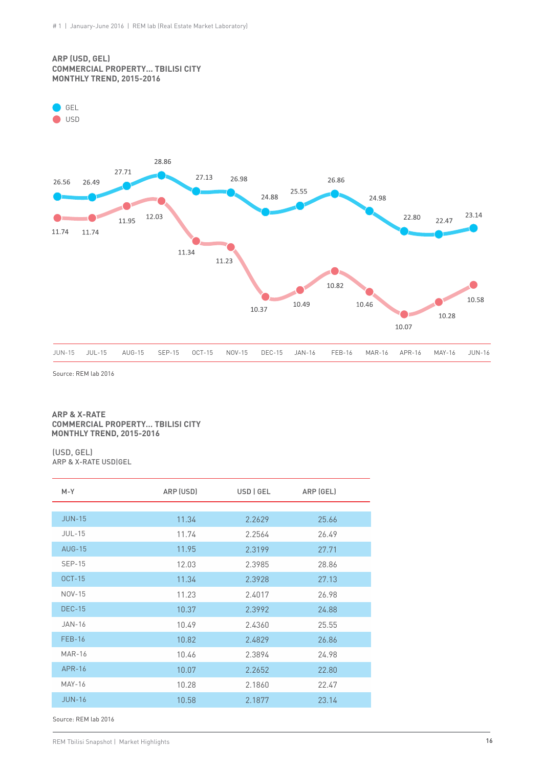**ARP (USD, GEL)**
**COMMERCIAL PROPERTY... TBILISI CITY**
**MONTHLY TREND, 2015-2016**

| M-Y | GEL | USD |
|---|---|---|
| JUN-15 | 26.56 | 11.74 |
| JUL-15 | 26.49 | 11.74 |
| AUG-15 | 27.71 | 11.95 |
| SEP-15 | 28.86 | 12.03 |
| OCT-15 | 27.13 | 11.34 |
| NOV-15 | 26.98 | 11.23 |
| DEC-15 | 24.88 | 10.37 |
| JAN-16 | 25.55 | 10.49 |
| FEB-16 | 26.86 | 10.82 |
| MAR-16 | 24.98 | 10.46 |
| APR-16 | 22.80 | 10.07 |
| MAY-16 | 22.47 | 10.28 |
| JUN-16 | 23.14 | 10.58 |

Source: REM lab 2016

**ARP & X-RATE**
**COMMERCIAL PROPERTY... TBILISI CITY**
**MONTHLY TREND, 2015-2016**

(USD, GEL)
ARP & X-RATE USD|GEL

| M-Y | ARP (USD) | USD \| GEL | ARP (GEL) |
|---|---|---|---|
| JUN-15 | 11.34 | 2.2629 | 25.66 |
| JUL-15 | 11.74 | 2.2564 | 26.49 |
| AUG-15 | 11.95 | 2.3199 | 27.71 |
| SEP-15 | 12.03 | 2.3985 | 28.86 |
| OCT-15 | 11.34 | 2.3928 | 27.13 |
| NOV-15 | 11.23 | 2.4017 | 26.98 |
| DEC-15 | 10.37 | 2.3992 | 24.88 |
| JAN-16 | 10.49 | 2.4360 | 25.55 |
| FEB-16 | 10.82 | 2.4829 | 26.86 |
| MAR-16 | 10.46 | 2.3894 | 24.98 |
| APR-16 | 10.07 | 2.2652 | 22.80 |
| MAY-16 | 10.28 | 2.1860 | 22.47 |
| JUN-16 | 10.58 | 2.1877 | 23.14 |

Source: REM lab 2016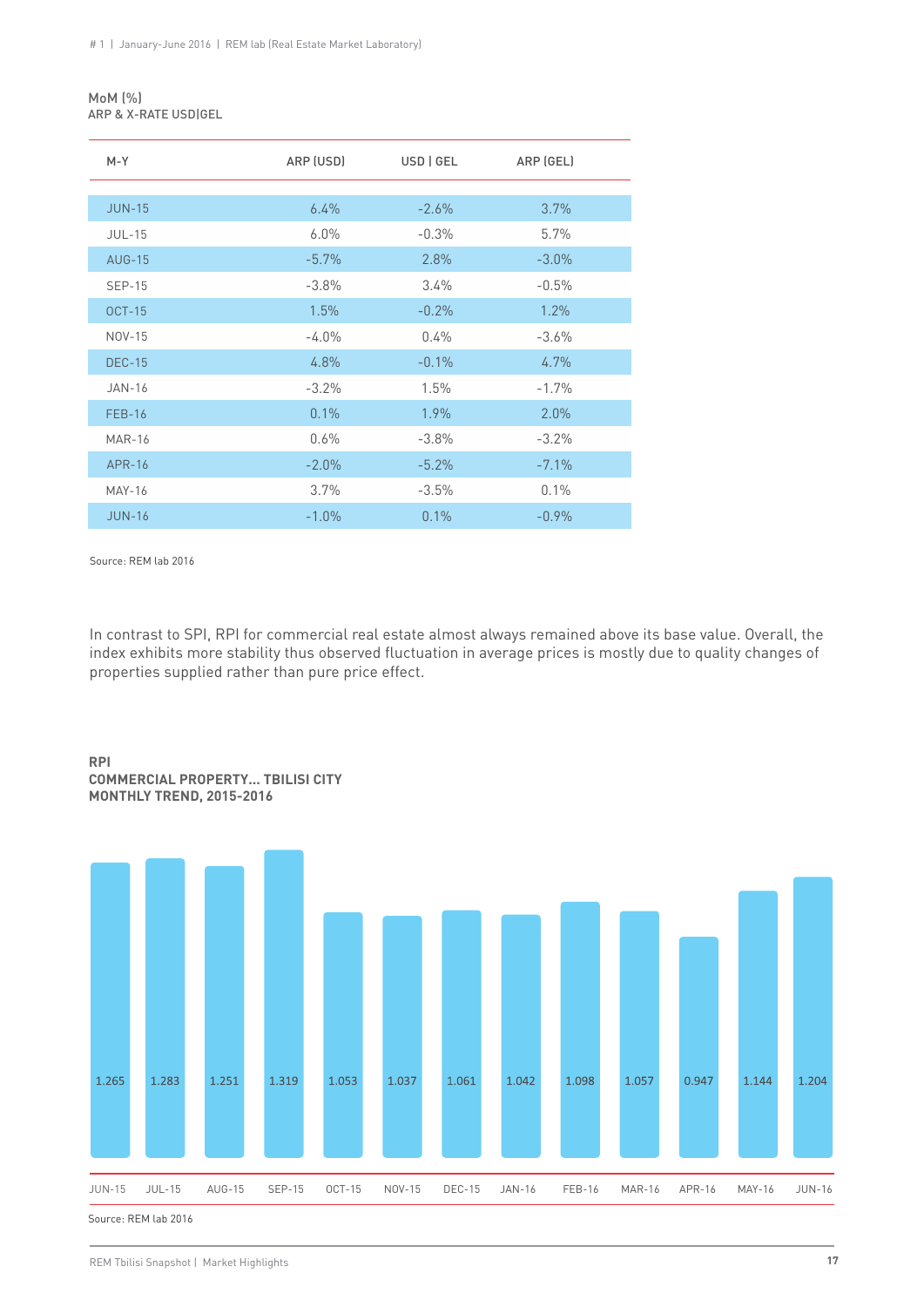**MoM (%)**
ARP & X-RATE USD|GEL

| M-Y | ARP (USD) | USD \| GEL | ARP (GEL) |
|---|---|---|---|
| JUN-15 | 6.4% | -2.6% | 3.7% |
| JUL-15 | 6.0% | -0.3% | 5.7% |
| AUG-15 | -5.7% | 2.8% | -3.0% |
| SEP-15 | -3.8% | 3.4% | -0.5% |
| OCT-15 | 1.5% | -0.2% | 1.2% |
| NOV-15 | -4.0% | 0.4% | -3.6% |
| DEC-15 | 4.8% | -0.1% | 4.7% |
| JAN-16 | -3.2% | 1.5% | -1.7% |
| FEB-16 | 0.1% | 1.9% | 2.0% |
| MAR-16 | 0.6% | -3.8% | -3.2% |
| APR-16 | -2.0% | -5.2% | -7.1% |
| MAY-16 | 3.7% | -3.5% | 0.1% |
| JUN-16 | -1.0% | 0.1% | -0.9% |

Source: REM lab 2016

In contrast to SPI, RPI for commercial real estate almost always remained above its base value. Overall, the index exhibits more stability thus observed fluctuation in average prices is mostly due to quality changes of properties supplied rather than pure price effect.

**RPI**
**COMMERCIAL PROPERTY... TBILISI CITY**
**MONTHLY TREND, 2015-2016**

| JUN-15 | JUL-15 | AUG-15 | SEP-15 | OCT-15 | NOV-15 | DEC-15 | JAN-16 | FEB-16 | MAR-16 | APR-16 | MAY-16 | JUN-16 |
|---|---|---|---|---|---|---|---|---|---|---|---|---|
| 1.265 | 1.283 | 1.251 | 1.319 | 1.053 | 1.037 | 1.061 | 1.042 | 1.098 | 1.057 | 0.947 | 1.144 | 1.204 |

Source: REM lab 2016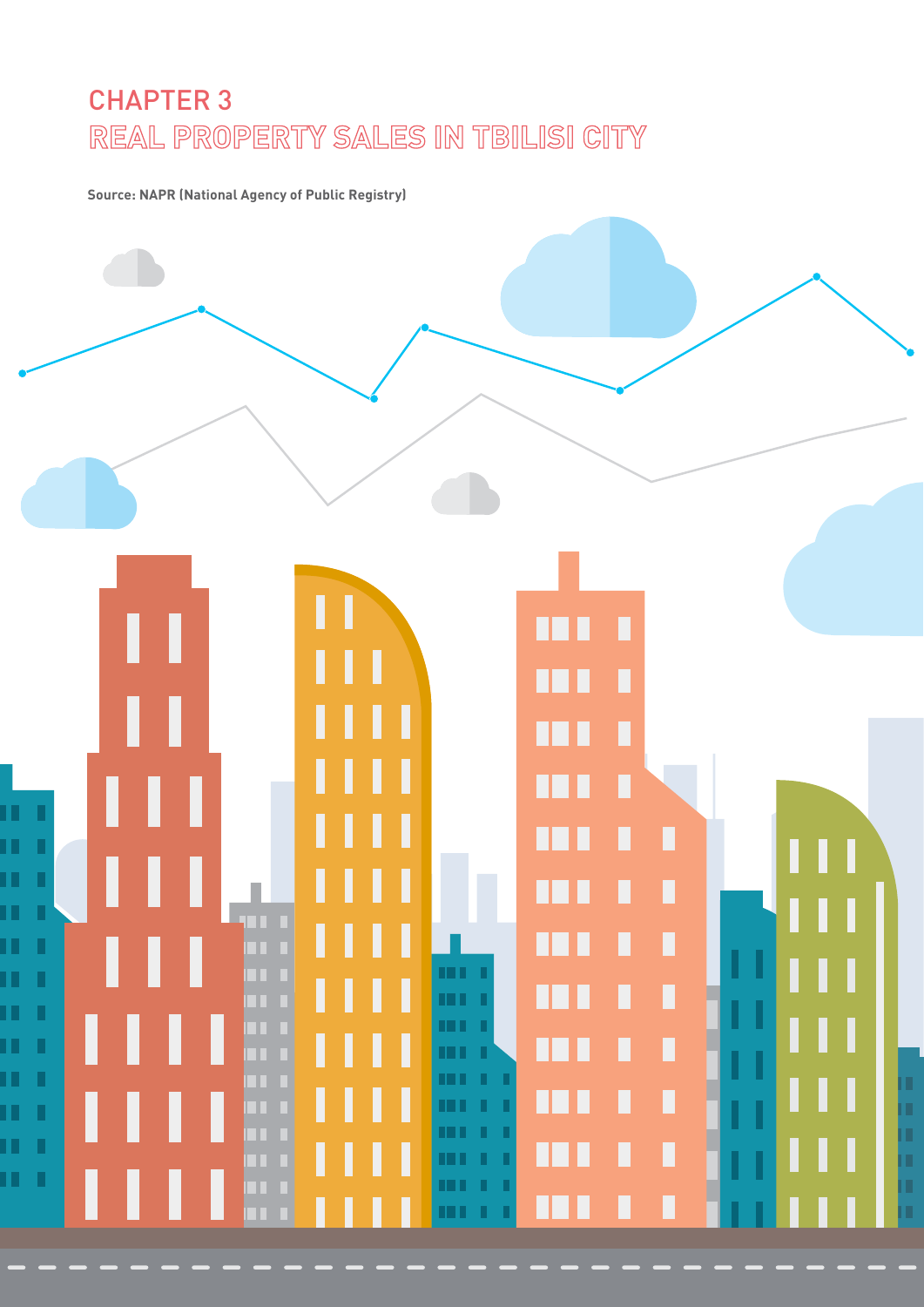# CHAPTER 3
# REAL PROPERTY SALES IN TBILISI CITY

**Source: NAPR (National Agency of Public Registry)**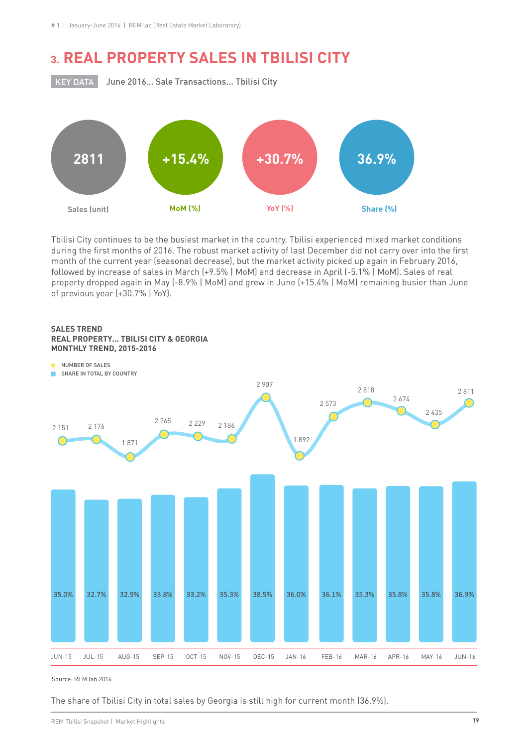# 3. REAL PROPERTY SALES IN TBILISI CITY

KEY DATA June 2016... Sale Transactions... Tbilisi City

| Sales (unit) | MoM (%) | YoY (%) | Share (%) |
|---|---|---|---|
| 2811 | +15.4% | +30.7% | 36.9% |

Tbilisi City continues to be the busiest market in the country. Tbilisi experienced mixed market conditions during the first months of 2016. The robust market activity of last December did not carry over into the first month of the current year (seasonal decrease), but the market activity picked up again in February 2016, followed by increase of sales in March (+9.5% | MoM) and decrease in April (-5.1% | MoM). Sales of real property dropped again in May (-8.9% | MoM) and grew in June (+15.4% | MoM) remaining busier than June of previous year (+30.7% | YoY).

**SALES TREND**
**REAL PROPERTY... TBILISI CITY & GEORGIA**
**MONTHLY TREND, 2015-2016**

| Month | Number of Sales | Share in Total by Country |
|---|---|---|
| JUN-15 | 2 151 | 35.0% |
| JUL-15 | 2 176 | 32.7% |
| AUG-15 | 1 871 | 32.9% |
| SEP-15 | 2 265 | 33.8% |
| OCT-15 | 2 229 | 33.2% |
| NOV-15 | 2 186 | 35.3% |
| DEC-15 | 2 907 | 38.5% |
| JAN-16 | 1 892 | 36.0% |
| FEB-16 | 2 573 | 36.1% |
| MAR-16 | 2 818 | 35.3% |
| APR-16 | 2 674 | 35.8% |
| MAY-16 | 2 435 | 35.8% |
| JUN-16 | 2 811 | 36.9% |

Source: REM lab 2016

The share of Tbilisi City in total sales by Georgia is still high for current month (36.9%).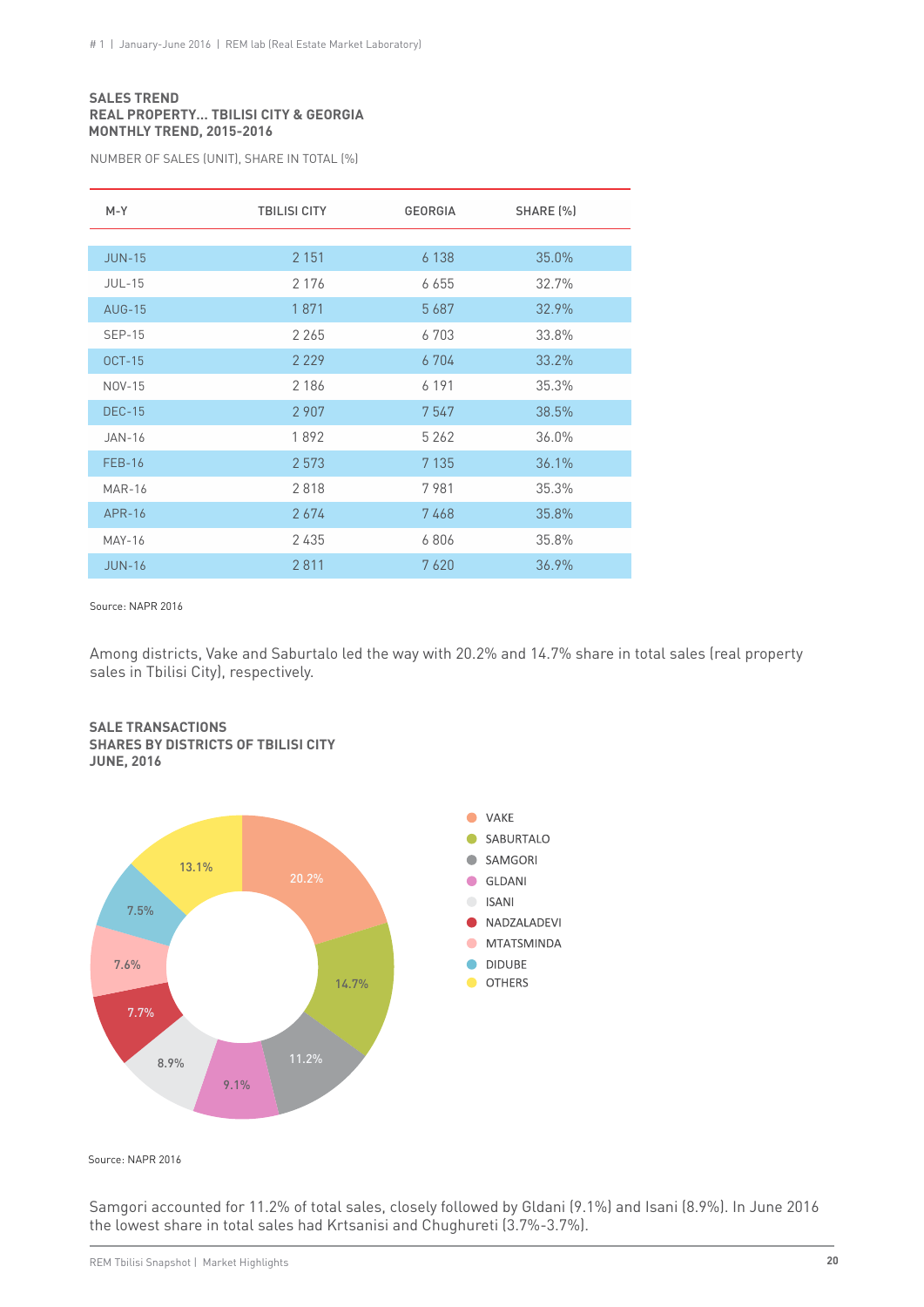**SALES TREND**
**REAL PROPERTY... TBILISI CITY & GEORGIA**
**MONTHLY TREND, 2015-2016**

NUMBER OF SALES (UNIT), SHARE IN TOTAL (%)

| M-Y | TBILISI CITY | GEORGIA | SHARE (%) |
|---|---|---|---|
| JUN-15 | 2 151 | 6 138 | 35.0% |
| JUL-15 | 2 176 | 6 655 | 32.7% |
| AUG-15 | 1 871 | 5 687 | 32.9% |
| SEP-15 | 2 265 | 6 703 | 33.8% |
| OCT-15 | 2 229 | 6 704 | 33.2% |
| NOV-15 | 2 186 | 6 191 | 35.3% |
| DEC-15 | 2 907 | 7 547 | 38.5% |
| JAN-16 | 1 892 | 5 262 | 36.0% |
| FEB-16 | 2 573 | 7 135 | 36.1% |
| MAR-16 | 2 818 | 7 981 | 35.3% |
| APR-16 | 2 674 | 7 468 | 35.8% |
| MAY-16 | 2 435 | 6 806 | 35.8% |
| JUN-16 | 2 811 | 7 620 | 36.9% |

Source: NAPR 2016

Among districts, Vake and Saburtalo led the way with 20.2% and 14.7% share in total sales (real property sales in Tbilisi City), respectively.

**SALE TRANSACTIONS**
**SHARES BY DISTRICTS OF TBILISI CITY**
**JUNE, 2016**

| District | Share |
|---|---|
| VAKE | 20.2% |
| SABURTALO | 14.7% |
| SAMGORI | 11.2% |
| GLDANI | 9.1% |
| ISANI | 8.9% |
| NADZALADEVI | 7.7% |
| MTATSMINDA | 7.6% |
| DIDUBE | 7.5% |
| OTHERS | 13.1% |

Source: NAPR 2016

Samgori accounted for 11.2% of total sales, closely followed by Gldani (9.1%) and Isani (8.9%). In June 2016 the lowest share in total sales had Krtsanisi and Chughureti (3.7%-3.7%).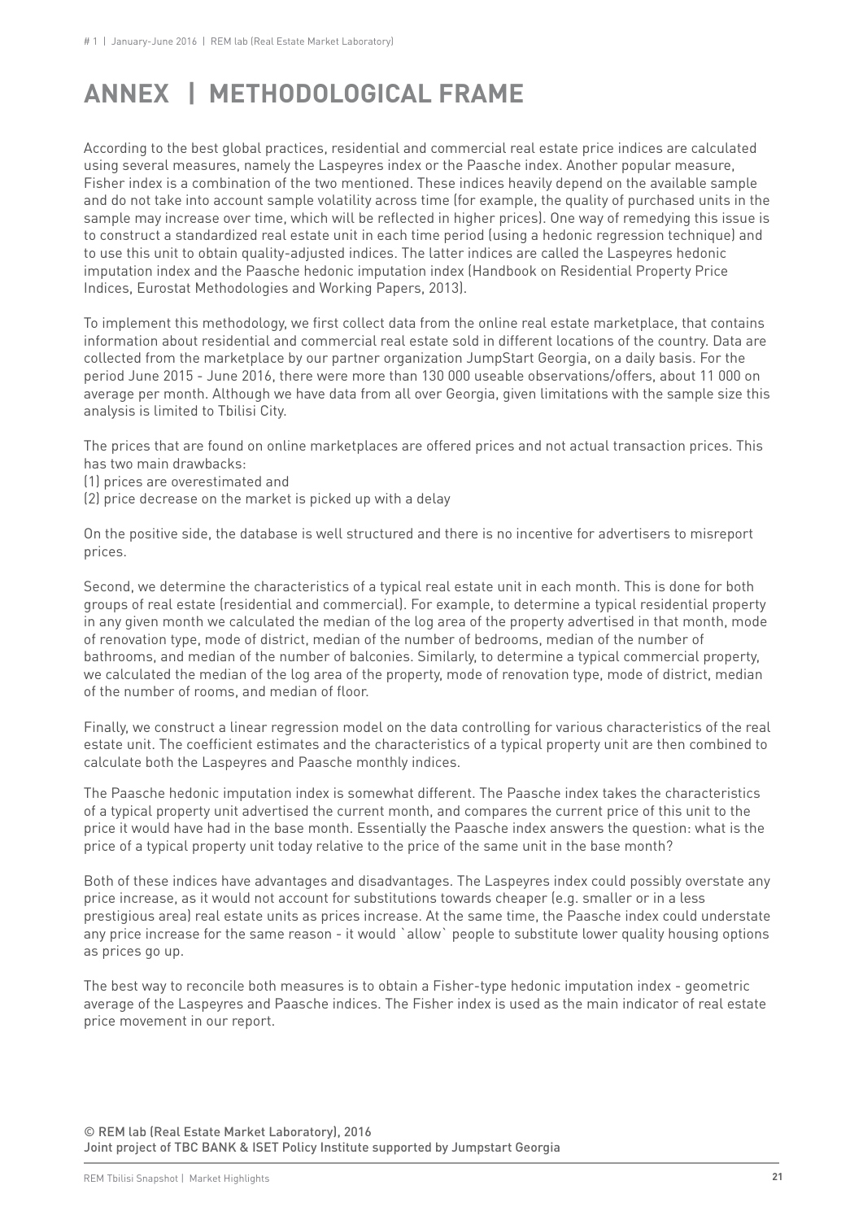# ANNEX | METHODOLOGICAL FRAME

According to the best global practices, residential and commercial real estate price indices are calculated using several measures, namely the Laspeyres index or the Paasche index. Another popular measure, Fisher index is a combination of the two mentioned. These indices heavily depend on the available sample and do not take into account sample volatility across time (for example, the quality of purchased units in the sample may increase over time, which will be reflected in higher prices). One way of remedying this issue is to construct a standardized real estate unit in each time period (using a hedonic regression technique) and to use this unit to obtain quality-adjusted indices. The latter indices are called the Laspeyres hedonic imputation index and the Paasche hedonic imputation index (Handbook on Residential Property Price Indices, Eurostat Methodologies and Working Papers, 2013).

To implement this methodology, we first collect data from the online real estate marketplace, that contains information about residential and commercial real estate sold in different locations of the country. Data are collected from the marketplace by our partner organization JumpStart Georgia, on a daily basis. For the period June 2015 - June 2016, there were more than 130 000 useable observations/offers, about 11 000 on average per month. Although we have data from all over Georgia, given limitations with the sample size this analysis is limited to Tbilisi City.

The prices that are found on online marketplaces are offered prices and not actual transaction prices. This has two main drawbacks:

(1) prices are overestimated and

(2) price decrease on the market is picked up with a delay

On the positive side, the database is well structured and there is no incentive for advertisers to misreport prices.

Second, we determine the characteristics of a typical real estate unit in each month. This is done for both groups of real estate (residential and commercial). For example, to determine a typical residential property in any given month we calculated the median of the log area of the property advertised in that month, mode of renovation type, mode of district, median of the number of bedrooms, median of the number of bathrooms, and median of the number of balconies. Similarly, to determine a typical commercial property, we calculated the median of the log area of the property, mode of renovation type, mode of district, median of the number of rooms, and median of floor.

Finally, we construct a linear regression model on the data controlling for various characteristics of the real estate unit. The coefficient estimates and the characteristics of a typical property unit are then combined to calculate both the Laspeyres and Paasche monthly indices.

The Paasche hedonic imputation index is somewhat different. The Paasche index takes the characteristics of a typical property unit advertised the current month, and compares the current price of this unit to the price it would have had in the base month. Essentially the Paasche index answers the question: what is the price of a typical property unit today relative to the price of the same unit in the base month?

Both of these indices have advantages and disadvantages. The Laspeyres index could possibly overstate any price increase, as it would not account for substitutions towards cheaper (e.g. smaller or in a less prestigious area) real estate units as prices increase. At the same time, the Paasche index could understate any price increase for the same reason - it would `allow` people to substitute lower quality housing options as prices go up.

The best way to reconcile both measures is to obtain a Fisher-type hedonic imputation index - geometric average of the Laspeyres and Paasche indices. The Fisher index is used as the main indicator of real estate price movement in our report.

© REM lab (Real Estate Market Laboratory), 2016
Joint project of TBC BANK & ISET Policy Institute supported by Jumpstart Georgia